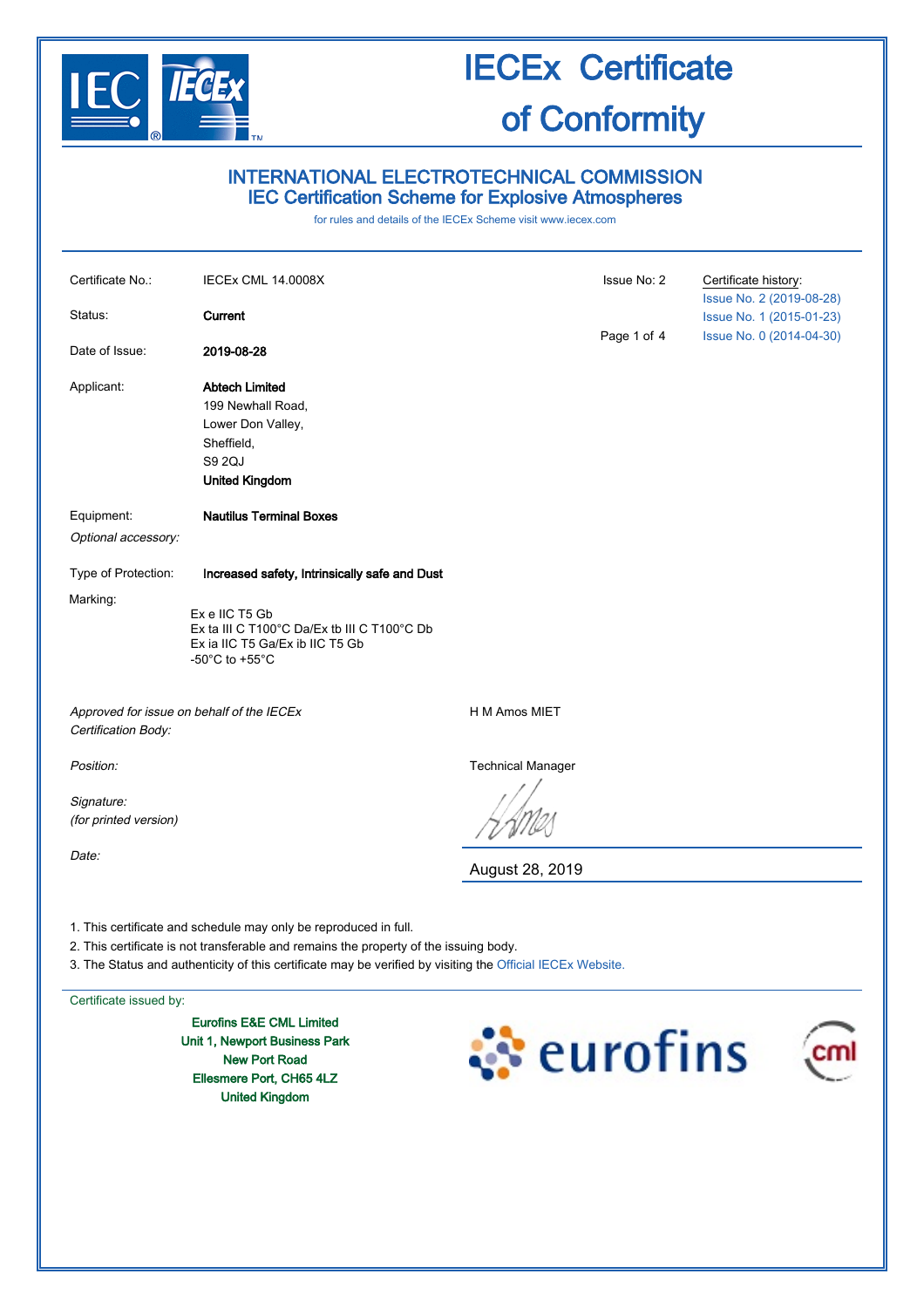# IECEx Certificate of Conformity

## INTERNATIONAL ELECTROTECHNICAL COMMISSION
## IEC Certification Scheme for Explosive Atmospheres

for rules and details of the IECEx Scheme visit www.iecex.com

| | | | |
|---|---|---|---|
| Certificate No.: | IECEx CML 14.0008X | Issue No: 2 | Certificate history: |
| | | | Issue No. 2 (2019-08-28) |
| Status: | **Current** | | Issue No. 1 (2015-01-23) |
| | | | Issue No. 0 (2014-04-30) |
| Date of Issue: | **2019-08-28** | | |

Applicant: **Abtech Limited**
199 Newhall Road,
Lower Don Valley,
Sheffield,
S9 2QJ
**United Kingdom**

Equipment: **Nautilus Terminal Boxes**

*Optional accessory:*

Type of Protection: **Increased safety, Intrinsically safe and Dust**

Marking:

Ex e IIC T5 Gb
Ex ta III C T100°C Da/Ex tb III C T100°C Db
Ex ia IIC T5 Ga/Ex ib IIC T5 Gb
-50°C to +55°C

*Approved for issue on behalf of the IECEx Certification Body:* H M Amos MIET

*Position:* Technical Manager

*Signature:*
*(for printed version)*

*Date:* August 28, 2019

1. This certificate and schedule may only be reproduced in full.
2. This certificate is not transferable and remains the property of the issuing body.
3. The Status and authenticity of this certificate may be verified by visiting the Official IECEx Website.

Certificate issued by:

**Eurofins E&E CML Limited**
**Unit 1, Newport Business Park**
**New Port Road**
**Ellesmere Port, CH65 4LZ**
**United Kingdom**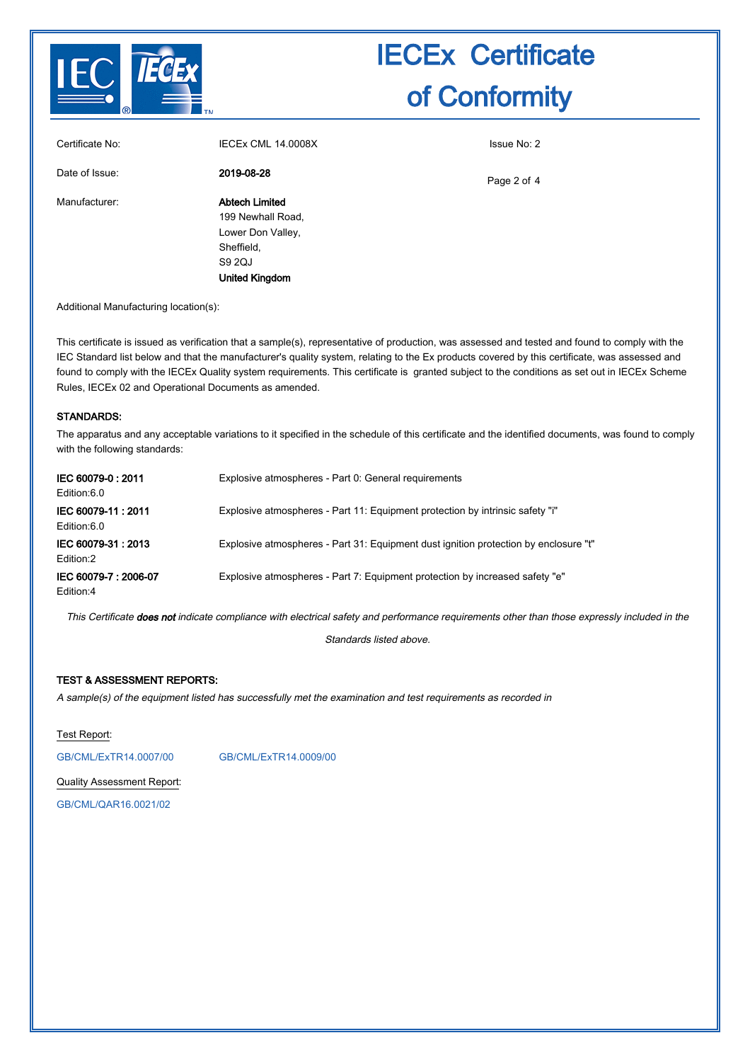# IECEx Certificate of Conformity

| | | |
|---|---|---|
| Certificate No: | IECEx CML 14.0008X | Issue No: 2 |
| Date of Issue: | **2019-08-28** | |
| Manufacturer: | **Abtech Limited**<br>199 Newhall Road,<br>Lower Don Valley,<br>Sheffield,<br>S9 2QJ<br>**United Kingdom** | |

Additional Manufacturing location(s):

This certificate is issued as verification that a sample(s), representative of production, was assessed and tested and found to comply with the IEC Standard list below and that the manufacturer's quality system, relating to the Ex products covered by this certificate, was assessed and found to comply with the IECEx Quality system requirements. This certificate is granted subject to the conditions as set out in IECEx Scheme Rules, IECEx 02 and Operational Documents as amended.

**STANDARDS:**

The apparatus and any acceptable variations to it specified in the schedule of this certificate and the identified documents, was found to comply with the following standards:

| | |
|---|---|
| **IEC 60079-0 : 2011**<br>Edition:6.0 | Explosive atmospheres - Part 0: General requirements |
| **IEC 60079-11 : 2011**<br>Edition:6.0 | Explosive atmospheres - Part 11: Equipment protection by intrinsic safety "i" |
| **IEC 60079-31 : 2013**<br>Edition:2 | Explosive atmospheres - Part 31: Equipment dust ignition protection by enclosure "t" |
| **IEC 60079-7 : 2006-07**<br>Edition:4 | Explosive atmospheres - Part 7: Equipment protection by increased safety "e" |

*This Certificate **does not** indicate compliance with electrical safety and performance requirements other than those expressly included in the Standards listed above.*

**TEST & ASSESSMENT REPORTS:**

*A sample(s) of the equipment listed has successfully met the examination and test requirements as recorded in*

Test Report:

GB/CML/ExTR14.0007/00 GB/CML/ExTR14.0009/00

Quality Assessment Report:

GB/CML/QAR16.0021/02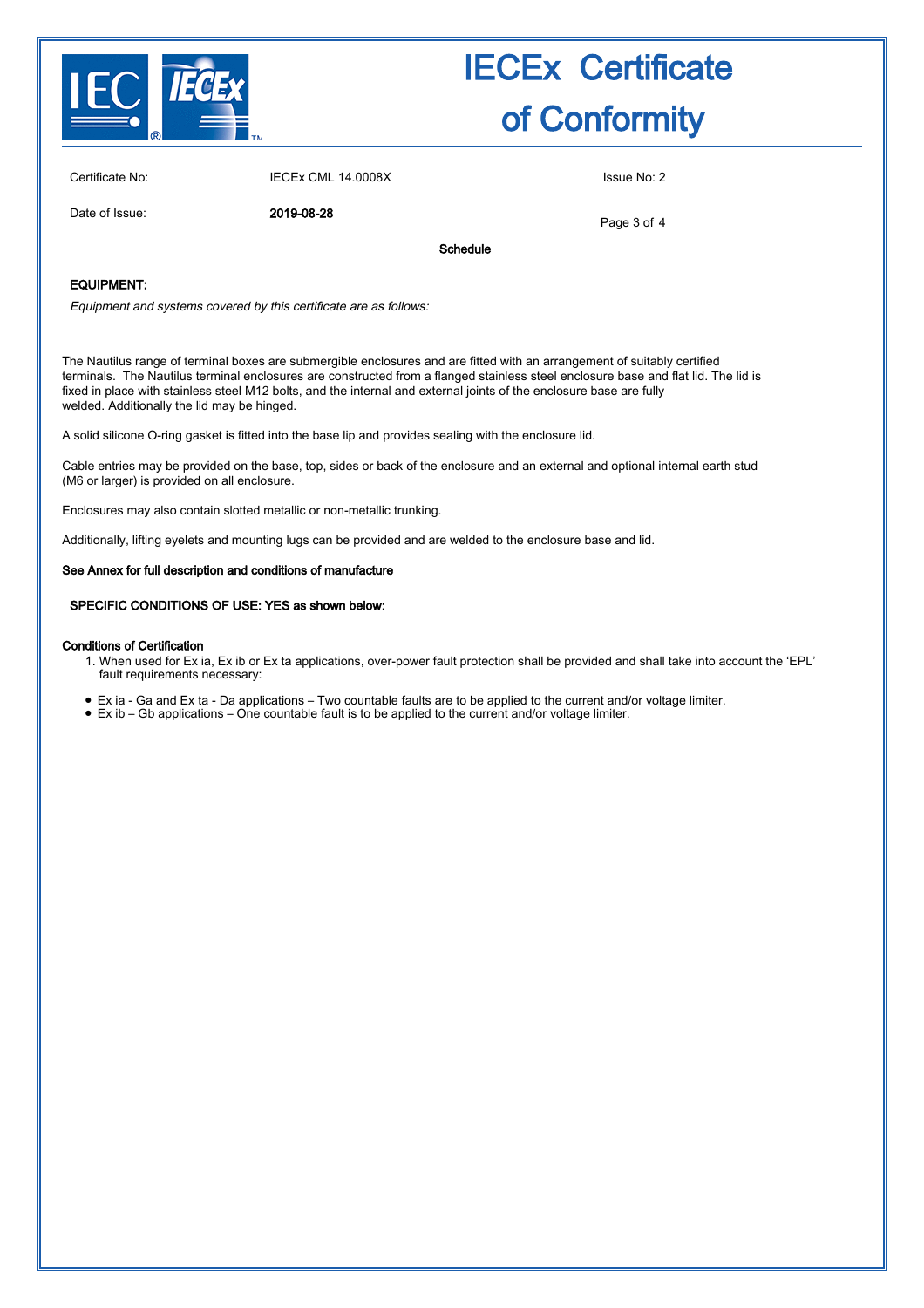# IECEx Certificate of Conformity

| Certificate No: | IECEx CML 14.0008X | Issue No: 2 |
| --- | --- | --- |
| Date of Issue: | **2019-08-28** | |

**Schedule**

**EQUIPMENT:**

*Equipment and systems covered by this certificate are as follows:*

The Nautilus range of terminal boxes are submergible enclosures and are fitted with an arrangement of suitably certified terminals. The Nautilus terminal enclosures are constructed from a flanged stainless steel enclosure base and flat lid. The lid is fixed in place with stainless steel M12 bolts, and the internal and external joints of the enclosure base are fully welded. Additionally the lid may be hinged.

A solid silicone O-ring gasket is fitted into the base lip and provides sealing with the enclosure lid.

Cable entries may be provided on the base, top, sides or back of the enclosure and an external and optional internal earth stud (M6 or larger) is provided on all enclosure.

Enclosures may also contain slotted metallic or non-metallic trunking.

Additionally, lifting eyelets and mounting lugs can be provided and are welded to the enclosure base and lid.

**See Annex for full description and conditions of manufacture**

**SPECIFIC CONDITIONS OF USE: YES as shown below:**

**Conditions of Certification**

1. When used for Ex ia, Ex ib or Ex ta applications, over-power fault protection shall be provided and shall take into account the 'EPL' fault requirements necessary:

- Ex ia - Ga and Ex ta - Da applications – Two countable faults are to be applied to the current and/or voltage limiter.
- Ex ib – Gb applications – One countable fault is to be applied to the current and/or voltage limiter.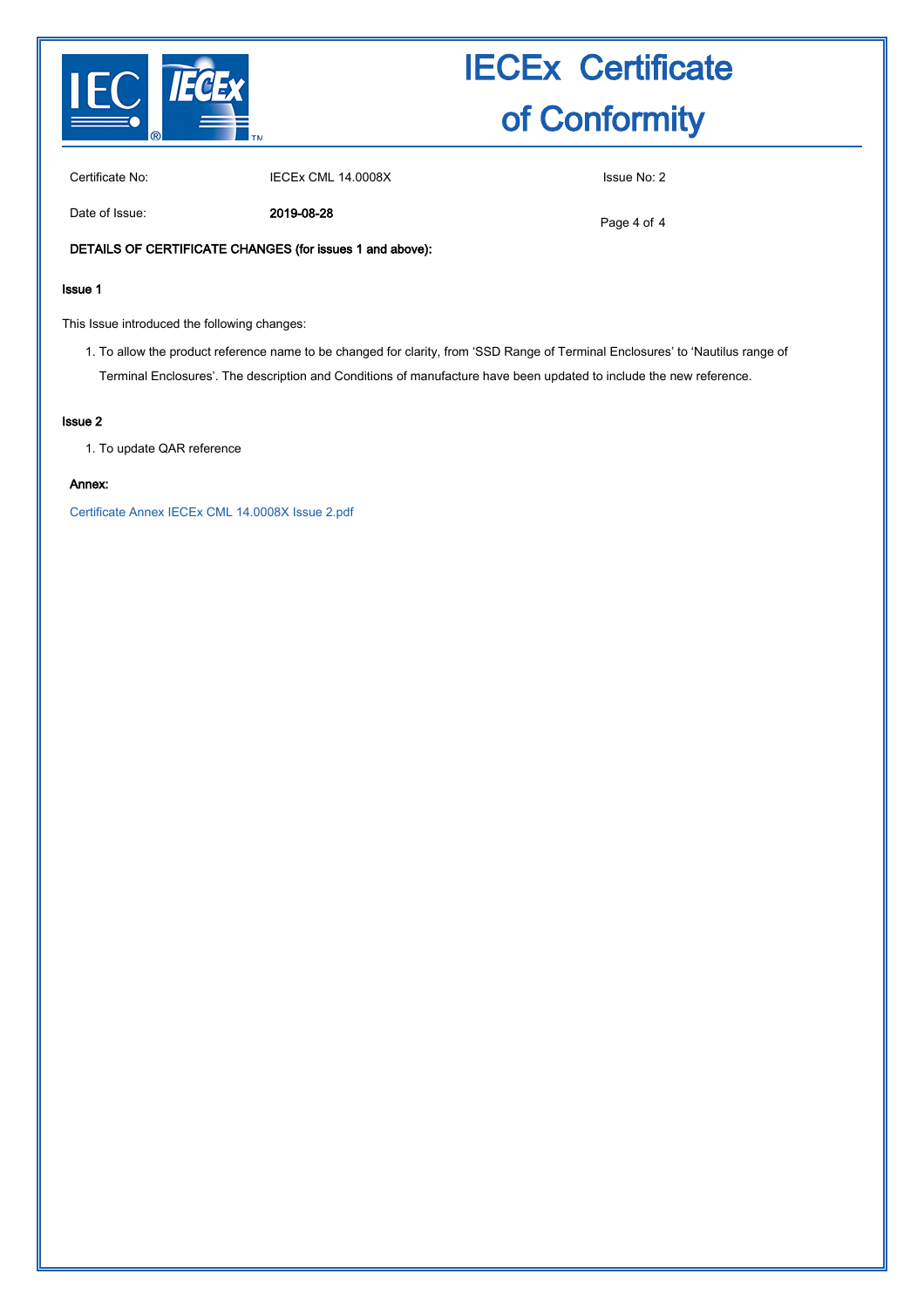# IECEx Certificate of Conformity

| | | |
|---|---|---|
| Certificate No: | IECEx CML 14.0008X | Issue No: 2 |
| Date of Issue: | **2019-08-28** | |

**DETAILS OF CERTIFICATE CHANGES (for issues 1 and above):**

**Issue 1**

This Issue introduced the following changes:

1. To allow the product reference name to be changed for clarity, from ‘SSD Range of Terminal Enclosures’ to ‘Nautilus range of Terminal Enclosures’. The description and Conditions of manufacture have been updated to include the new reference.

**Issue 2**

1. To update QAR reference

**Annex:**

Certificate Annex IECEx CML 14.0008X Issue 2.pdf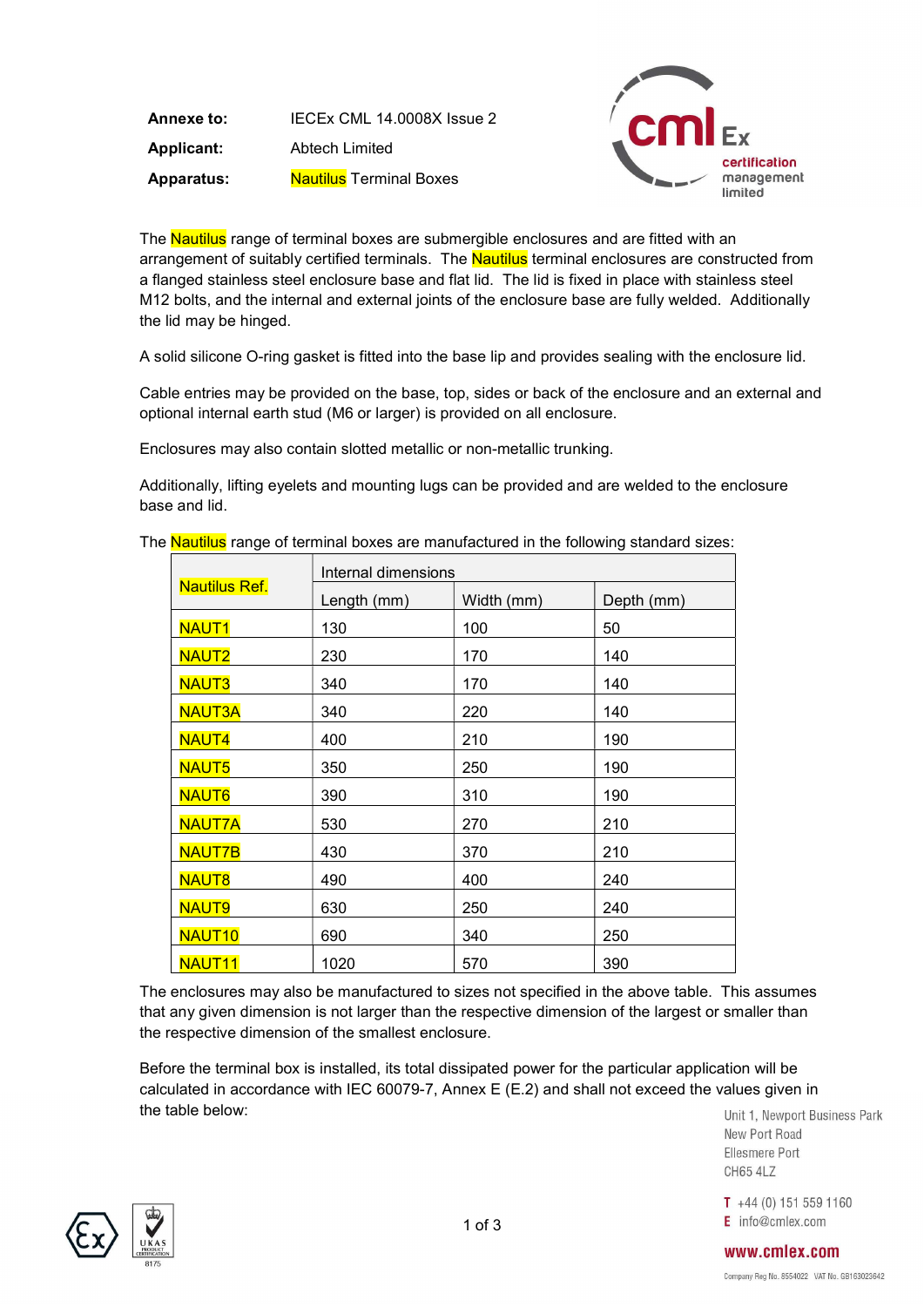**Annexe to:** IECEx CML 14.0008X Issue 2

**Applicant:** Abtech Limited

**Apparatus:** Nautilus Terminal Boxes

The Nautilus range of terminal boxes are submergible enclosures and are fitted with an arrangement of suitably certified terminals. The Nautilus terminal enclosures are constructed from a flanged stainless steel enclosure base and flat lid. The lid is fixed in place with stainless steel M12 bolts, and the internal and external joints of the enclosure base are fully welded. Additionally the lid may be hinged.

A solid silicone O-ring gasket is fitted into the base lip and provides sealing with the enclosure lid.

Cable entries may be provided on the base, top, sides or back of the enclosure and an external and optional internal earth stud (M6 or larger) is provided on all enclosure.

Enclosures may also contain slotted metallic or non-metallic trunking.

Additionally, lifting eyelets and mounting lugs can be provided and are welded to the enclosure base and lid.

The Nautilus range of terminal boxes are manufactured in the following standard sizes:

| Nautilus Ref. | Internal dimensions | | |
|---|---|---|---|
| | Length (mm) | Width (mm) | Depth (mm) |
| NAUT1 | 130 | 100 | 50 |
| NAUT2 | 230 | 170 | 140 |
| NAUT3 | 340 | 170 | 140 |
| NAUT3A | 340 | 220 | 140 |
| NAUT4 | 400 | 210 | 190 |
| NAUT5 | 350 | 250 | 190 |
| NAUT6 | 390 | 310 | 190 |
| NAUT7A | 530 | 270 | 210 |
| NAUT7B | 430 | 370 | 210 |
| NAUT8 | 490 | 400 | 240 |
| NAUT9 | 630 | 250 | 240 |
| NAUT10 | 690 | 340 | 250 |
| NAUT11 | 1020 | 570 | 390 |

The enclosures may also be manufactured to sizes not specified in the above table. This assumes that any given dimension is not larger than the respective dimension of the largest or smaller than the respective dimension of the smallest enclosure.

Before the terminal box is installed, its total dissipated power for the particular application will be calculated in accordance with IEC 60079-7, Annex E (E.2) and shall not exceed the values given in the table below: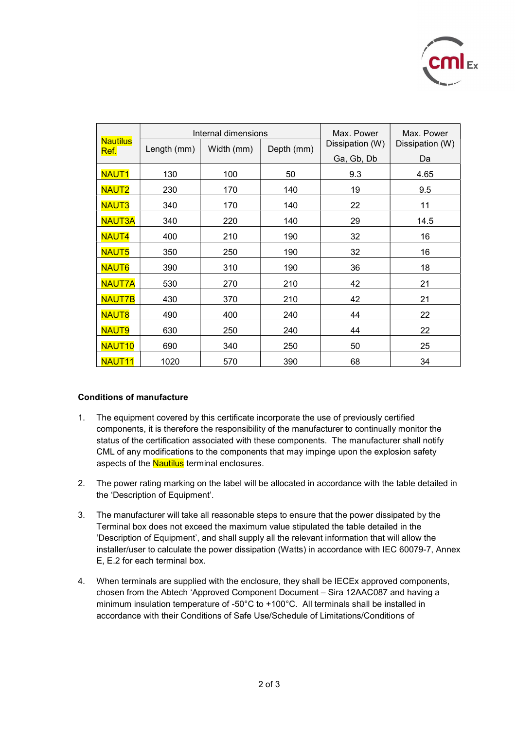| Nautilus Ref. | Internal dimensions | | | Max. Power Dissipation (W) | Max. Power Dissipation (W) |
|---|---|---|---|---|---|
| | Length (mm) | Width (mm) | Depth (mm) | Ga, Gb, Db | Da |
| NAUT1 | 130 | 100 | 50 | 9.3 | 4.65 |
| NAUT2 | 230 | 170 | 140 | 19 | 9.5 |
| NAUT3 | 340 | 170 | 140 | 22 | 11 |
| NAUT3A | 340 | 220 | 140 | 29 | 14.5 |
| NAUT4 | 400 | 210 | 190 | 32 | 16 |
| NAUT5 | 350 | 250 | 190 | 32 | 16 |
| NAUT6 | 390 | 310 | 190 | 36 | 18 |
| NAUT7A | 530 | 270 | 210 | 42 | 21 |
| NAUT7B | 430 | 370 | 210 | 42 | 21 |
| NAUT8 | 490 | 400 | 240 | 44 | 22 |
| NAUT9 | 630 | 250 | 240 | 44 | 22 |
| NAUT10 | 690 | 340 | 250 | 50 | 25 |
| NAUT11 | 1020 | 570 | 390 | 68 | 34 |

**Conditions of manufacture**

1. The equipment covered by this certificate incorporate the use of previously certified components, it is therefore the responsibility of the manufacturer to continually monitor the status of the certification associated with these components. The manufacturer shall notify CML of any modifications to the components that may impinge upon the explosion safety aspects of the Nautilus terminal enclosures.

2. The power rating marking on the label will be allocated in accordance with the table detailed in the 'Description of Equipment'.

3. The manufacturer will take all reasonable steps to ensure that the power dissipated by the Terminal box does not exceed the maximum value stipulated the table detailed in the 'Description of Equipment', and shall supply all the relevant information that will allow the installer/user to calculate the power dissipation (Watts) in accordance with IEC 60079-7, Annex E, E.2 for each terminal box.

4. When terminals are supplied with the enclosure, they shall be IECEx approved components, chosen from the Abtech 'Approved Component Document – Sira 12AAC087 and having a minimum insulation temperature of -50°C to +100°C. All terminals shall be installed in accordance with their Conditions of Safe Use/Schedule of Limitations/Conditions of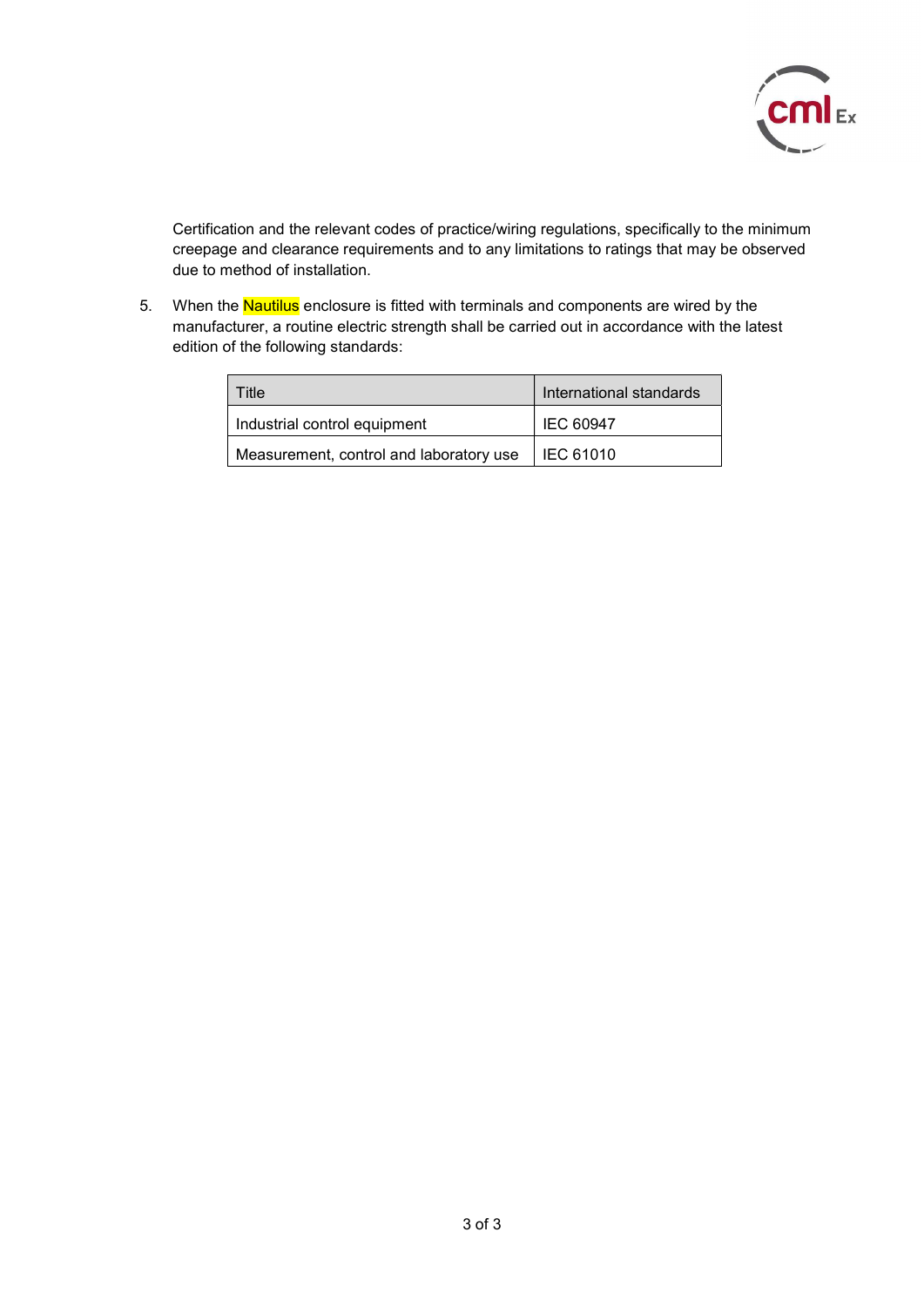Certification and the relevant codes of practice/wiring regulations, specifically to the minimum creepage and clearance requirements and to any limitations to ratings that may be observed due to method of installation.

5. When the Nautilus enclosure is fitted with terminals and components are wired by the manufacturer, a routine electric strength shall be carried out in accordance with the latest edition of the following standards:

| Title | International standards |
|---|---|
| Industrial control equipment | IEC 60947 |
| Measurement, control and laboratory use | IEC 61010 |